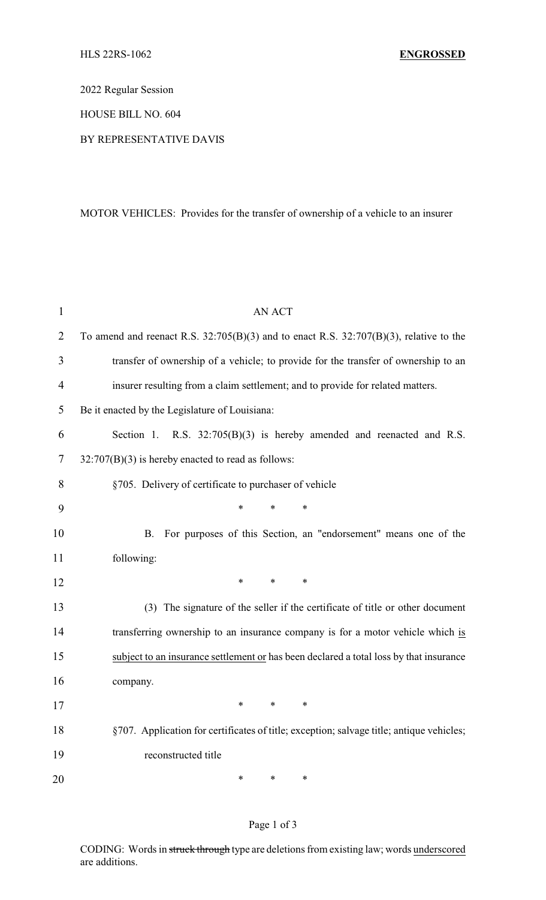HLS 22RS-1062 **ENGROSSED**

2022 Regular Session

HOUSE BILL NO. 604

BY REPRESENTATIVE DAVIS

MOTOR VEHICLES: Provides for the transfer of ownership of a vehicle to an insurer

AN ACT

To amend and reenact R.S. 32:705(B)(3) and to enact R.S. 32:707(B)(3), relative to the transfer of ownership of a vehicle; to provide for the transfer of ownership to an insurer resulting from a claim settlement; and to provide for related matters.

Be it enacted by the Legislature of Louisiana:

Section 1. R.S. 32:705(B)(3) is hereby amended and reenacted and R.S. 32:707(B)(3) is hereby enacted to read as follows:

§705. Delivery of certificate to purchaser of vehicle

\* \* \*

B. For purposes of this Section, an "endorsement" means one of the following:

\* \* \*

(3) The signature of the seller if the certificate of title or other document transferring ownership to an insurance company is for a motor vehicle which <u>is subject to an insurance settlement or</u> has been declared a total loss by that insurance company.

\* \* \*

§707. Application for certificates of title; exception; salvage title; antique vehicles; reconstructed title

\* \* \*

CODING: Words in ~~struck through~~ type are deletions from existing law; words <u>underscored</u> are additions.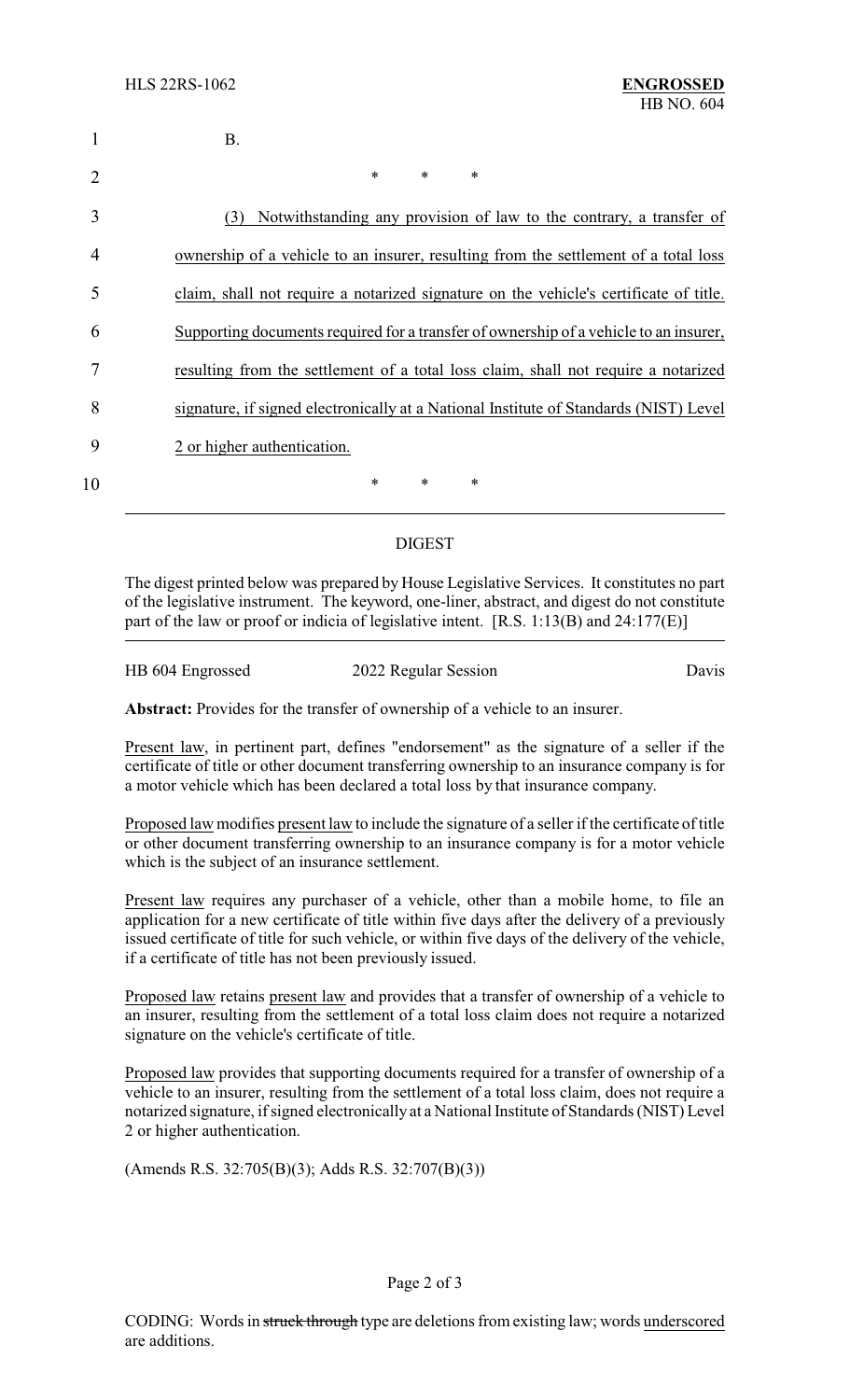B.

\* \* \*

(3) Notwithstanding any provision of law to the contrary, a transfer of ownership of a vehicle to an insurer, resulting from the settlement of a total loss claim, shall not require a notarized signature on the vehicle's certificate of title. Supporting documents required for a transfer of ownership of a vehicle to an insurer, resulting from the settlement of a total loss claim, shall not require a notarized signature, if signed electronically at a National Institute of Standards (NIST) Level 2 or higher authentication.

\* \* \*

## DIGEST

The digest printed below was prepared by House Legislative Services. It constitutes no part of the legislative instrument. The keyword, one-liner, abstract, and digest do not constitute part of the law or proof or indicia of legislative intent. [R.S. 1:13(B) and 24:177(E)]

HB 604 Engrossed — 2022 Regular Session — Davis

**Abstract:** Provides for the transfer of ownership of a vehicle to an insurer.

Present law, in pertinent part, defines "endorsement" as the signature of a seller if the certificate of title or other document transferring ownership to an insurance company is for a motor vehicle which has been declared a total loss by that insurance company.

Proposed law modifies present law to include the signature of a seller if the certificate of title or other document transferring ownership to an insurance company is for a motor vehicle which is the subject of an insurance settlement.

Present law requires any purchaser of a vehicle, other than a mobile home, to file an application for a new certificate of title within five days after the delivery of a previously issued certificate of title for such vehicle, or within five days of the delivery of the vehicle, if a certificate of title has not been previously issued.

Proposed law retains present law and provides that a transfer of ownership of a vehicle to an insurer, resulting from the settlement of a total loss claim does not require a notarized signature on the vehicle's certificate of title.

Proposed law provides that supporting documents required for a transfer of ownership of a vehicle to an insurer, resulting from the settlement of a total loss claim, does not require a notarized signature, if signed electronically at a National Institute of Standards (NIST) Level 2 or higher authentication.

(Amends R.S. 32:705(B)(3); Adds R.S. 32:707(B)(3))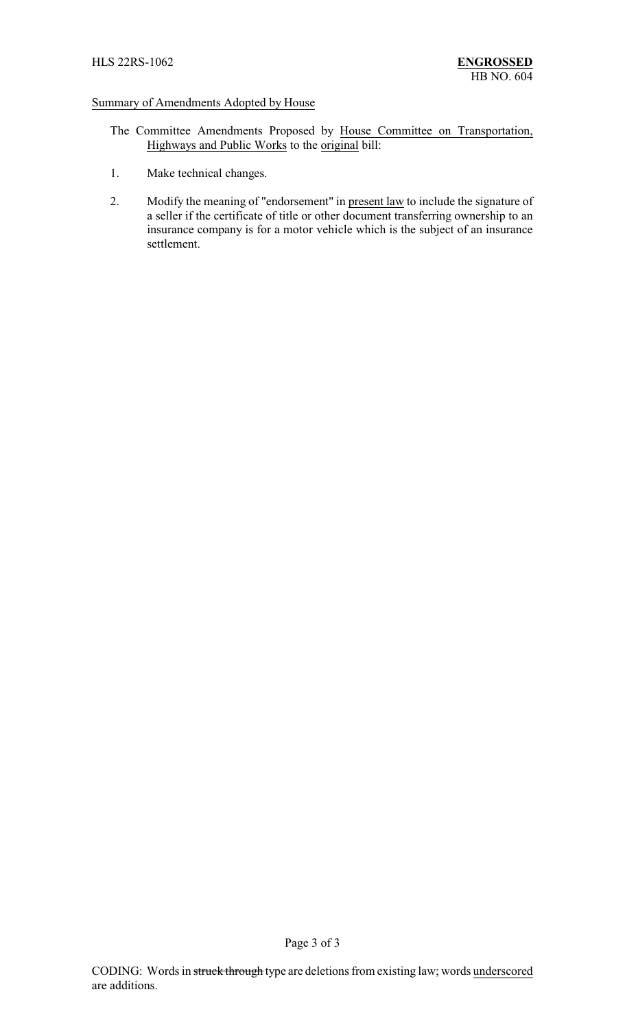Summary of Amendments Adopted by House

The Committee Amendments Proposed by House Committee on Transportation, Highways and Public Works to the original bill:

1. Make technical changes.

2. Modify the meaning of "endorsement" in present law to include the signature of a seller if the certificate of title or other document transferring ownership to an insurance company is for a motor vehicle which is the subject of an insurance settlement.